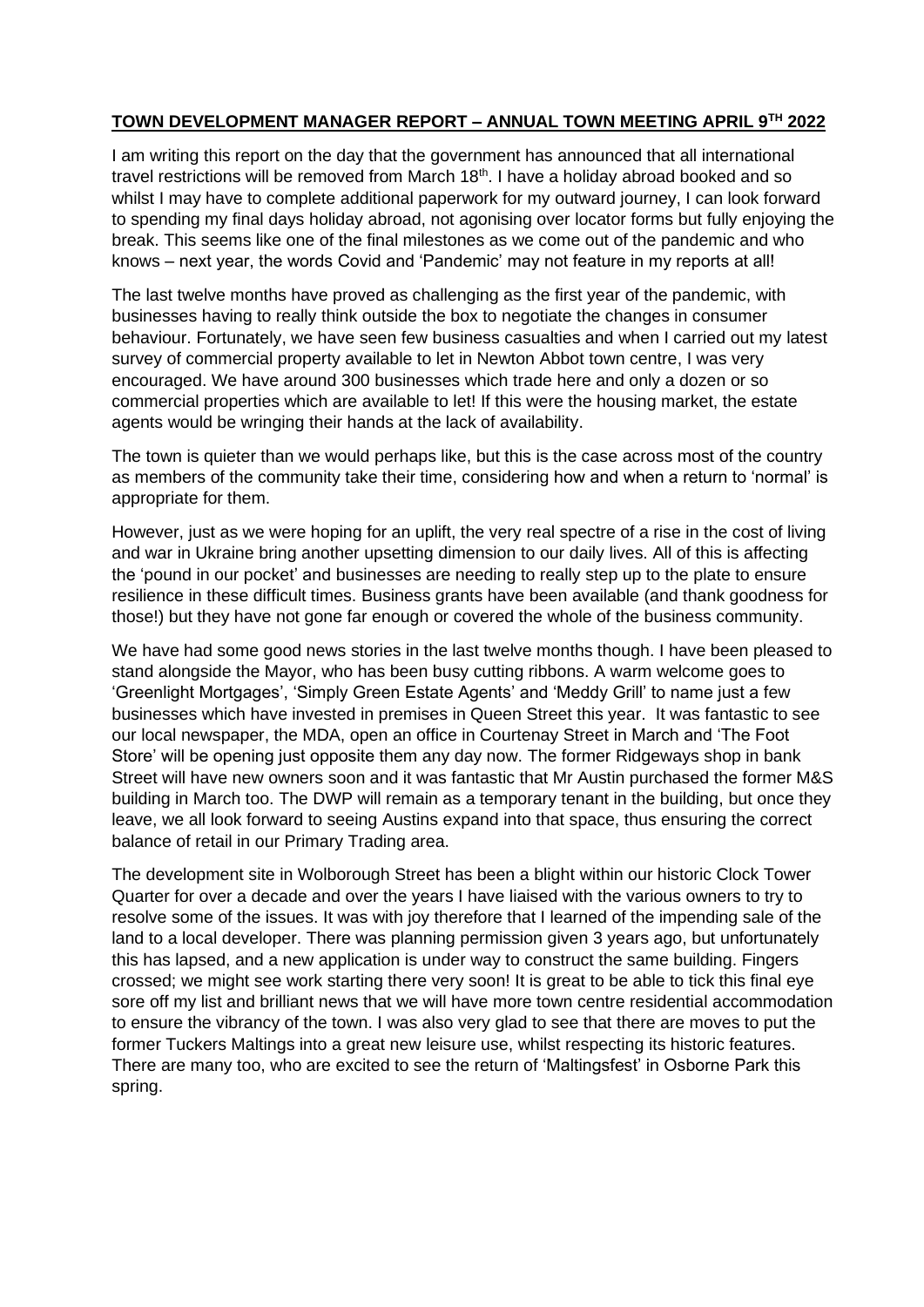**TOWN DEVELOPMENT MANAGER REPORT – ANNUAL TOWN MEETING APRIL 9TH 2022**

I am writing this report on the day that the government has announced that all international travel restrictions will be removed from March 18th. I have a holiday abroad booked and so whilst I may have to complete additional paperwork for my outward journey, I can look forward to spending my final days holiday abroad, not agonising over locator forms but fully enjoying the break. This seems like one of the final milestones as we come out of the pandemic and who knows – next year, the words Covid and 'Pandemic' may not feature in my reports at all!

The last twelve months have proved as challenging as the first year of the pandemic, with businesses having to really think outside the box to negotiate the changes in consumer behaviour. Fortunately, we have seen few business casualties and when I carried out my latest survey of commercial property available to let in Newton Abbot town centre, I was very encouraged. We have around 300 businesses which trade here and only a dozen or so commercial properties which are available to let! If this were the housing market, the estate agents would be wringing their hands at the lack of availability.

The town is quieter than we would perhaps like, but this is the case across most of the country as members of the community take their time, considering how and when a return to 'normal' is appropriate for them.

However, just as we were hoping for an uplift, the very real spectre of a rise in the cost of living and war in Ukraine bring another upsetting dimension to our daily lives. All of this is affecting the 'pound in our pocket' and businesses are needing to really step up to the plate to ensure resilience in these difficult times. Business grants have been available (and thank goodness for those!) but they have not gone far enough or covered the whole of the business community.

We have had some good news stories in the last twelve months though. I have been pleased to stand alongside the Mayor, who has been busy cutting ribbons. A warm welcome goes to 'Greenlight Mortgages', 'Simply Green Estate Agents' and 'Meddy Grill' to name just a few businesses which have invested in premises in Queen Street this year. It was fantastic to see our local newspaper, the MDA, open an office in Courtenay Street in March and 'The Foot Store' will be opening just opposite them any day now. The former Ridgeways shop in bank Street will have new owners soon and it was fantastic that Mr Austin purchased the former M&S building in March too. The DWP will remain as a temporary tenant in the building, but once they leave, we all look forward to seeing Austins expand into that space, thus ensuring the correct balance of retail in our Primary Trading area.

The development site in Wolborough Street has been a blight within our historic Clock Tower Quarter for over a decade and over the years I have liaised with the various owners to try to resolve some of the issues. It was with joy therefore that I learned of the impending sale of the land to a local developer. There was planning permission given 3 years ago, but unfortunately this has lapsed, and a new application is under way to construct the same building. Fingers crossed; we might see work starting there very soon! It is great to be able to tick this final eye sore off my list and brilliant news that we will have more town centre residential accommodation to ensure the vibrancy of the town. I was also very glad to see that there are moves to put the former Tuckers Maltings into a great new leisure use, whilst respecting its historic features. There are many too, who are excited to see the return of 'Maltingsfest' in Osborne Park this spring.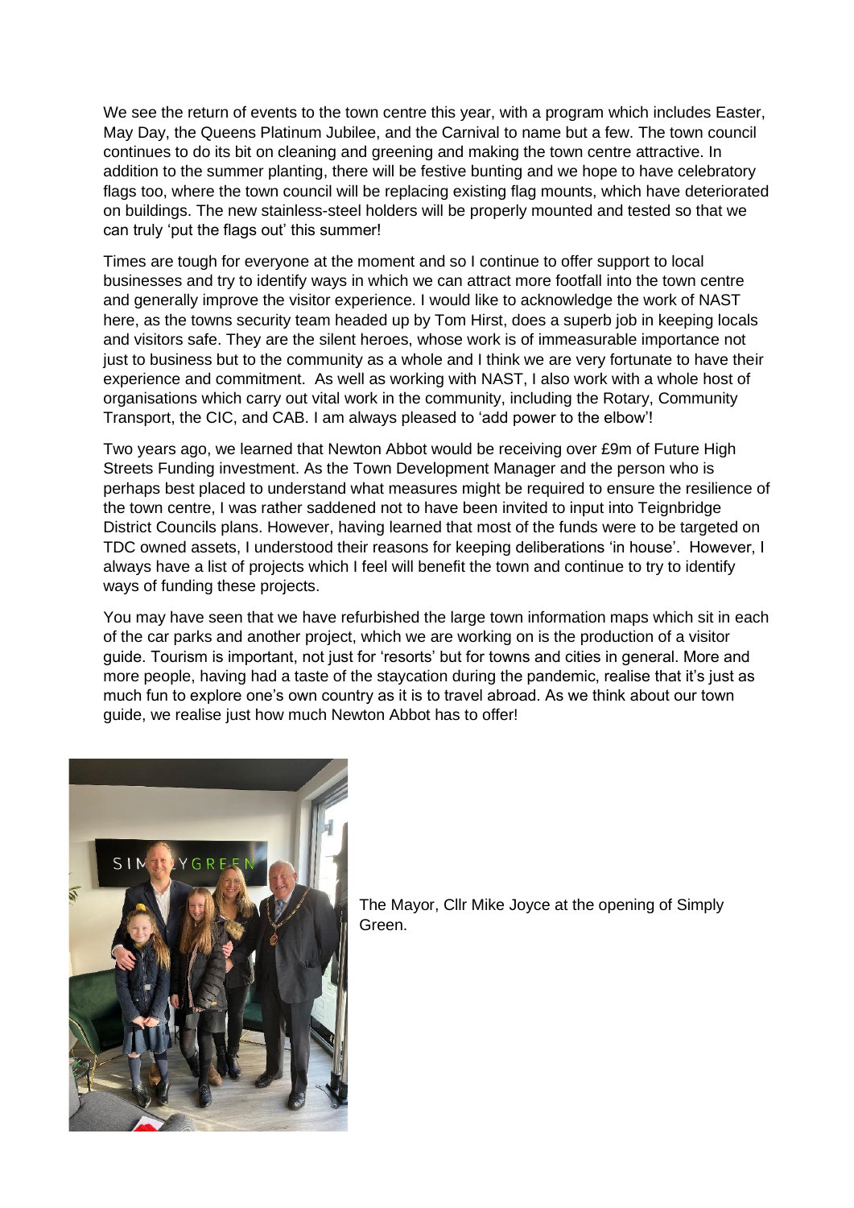We see the return of events to the town centre this year, with a program which includes Easter, May Day, the Queens Platinum Jubilee, and the Carnival to name but a few. The town council continues to do its bit on cleaning and greening and making the town centre attractive. In addition to the summer planting, there will be festive bunting and we hope to have celebratory flags too, where the town council will be replacing existing flag mounts, which have deteriorated on buildings. The new stainless-steel holders will be properly mounted and tested so that we can truly 'put the flags out' this summer!

Times are tough for everyone at the moment and so I continue to offer support to local businesses and try to identify ways in which we can attract more footfall into the town centre and generally improve the visitor experience. I would like to acknowledge the work of NAST here, as the towns security team headed up by Tom Hirst, does a superb job in keeping locals and visitors safe. They are the silent heroes, whose work is of immeasurable importance not just to business but to the community as a whole and I think we are very fortunate to have their experience and commitment. As well as working with NAST, I also work with a whole host of organisations which carry out vital work in the community, including the Rotary, Community Transport, the CIC, and CAB. I am always pleased to 'add power to the elbow'!

Two years ago, we learned that Newton Abbot would be receiving over £9m of Future High Streets Funding investment. As the Town Development Manager and the person who is perhaps best placed to understand what measures might be required to ensure the resilience of the town centre, I was rather saddened not to have been invited to input into Teignbridge District Councils plans. However, having learned that most of the funds were to be targeted on TDC owned assets, I understood their reasons for keeping deliberations 'in house'. However, I always have a list of projects which I feel will benefit the town and continue to try to identify ways of funding these projects.

You may have seen that we have refurbished the large town information maps which sit in each of the car parks and another project, which we are working on is the production of a visitor guide. Tourism is important, not just for 'resorts' but for towns and cities in general. More and more people, having had a taste of the staycation during the pandemic, realise that it's just as much fun to explore one's own country as it is to travel abroad. As we think about our town guide, we realise just how much Newton Abbot has to offer!

The Mayor, Cllr Mike Joyce at the opening of Simply Green.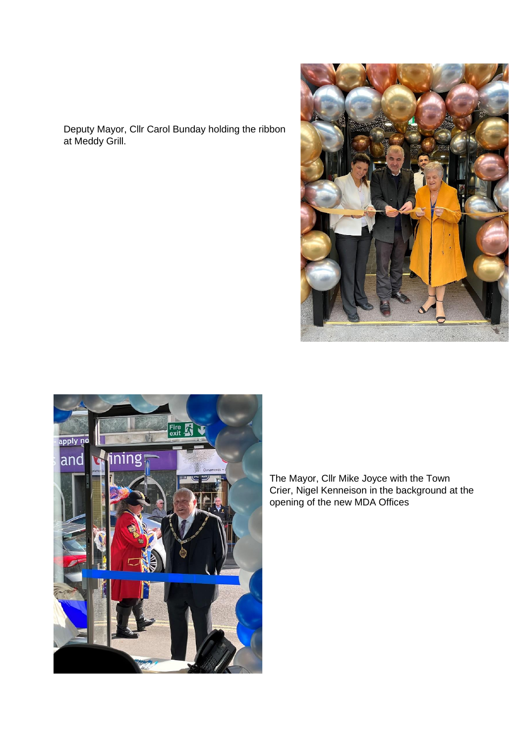Deputy Mayor, Cllr Carol Bunday holding the ribbon at Meddy Grill.

The Mayor, Cllr Mike Joyce with the Town Crier, Nigel Kenneison in the background at the opening of the new MDA Offices